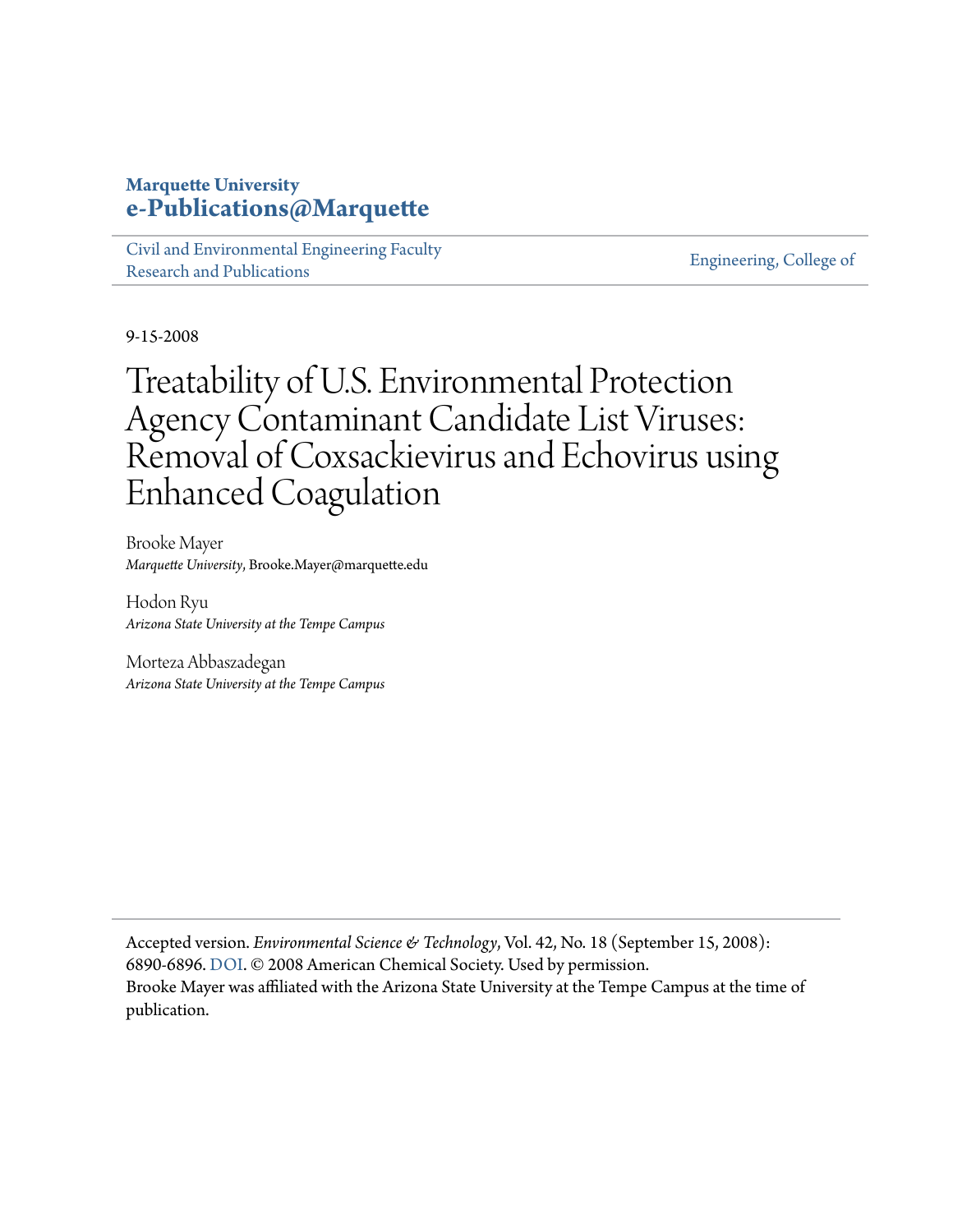**Marquette University**
**e-Publications@Marquette**

Civil and Environmental Engineering Faculty Research and Publications

Engineering, College of

9-15-2008

# Treatability of U.S. Environmental Protection Agency Contaminant Candidate List Viruses: Removal of Coxsackievirus and Echovirus using Enhanced Coagulation

Brooke Mayer
*Marquette University*, Brooke.Mayer@marquette.edu

Hodon Ryu
*Arizona State University at the Tempe Campus*

Morteza Abbaszadegan
*Arizona State University at the Tempe Campus*

Accepted version. *Environmental Science & Technology*, Vol. 42, No. 18 (September 15, 2008): 6890-6896. DOI. © 2008 American Chemical Society. Used by permission.
Brooke Mayer was affiliated with the Arizona State University at the Tempe Campus at the time of publication.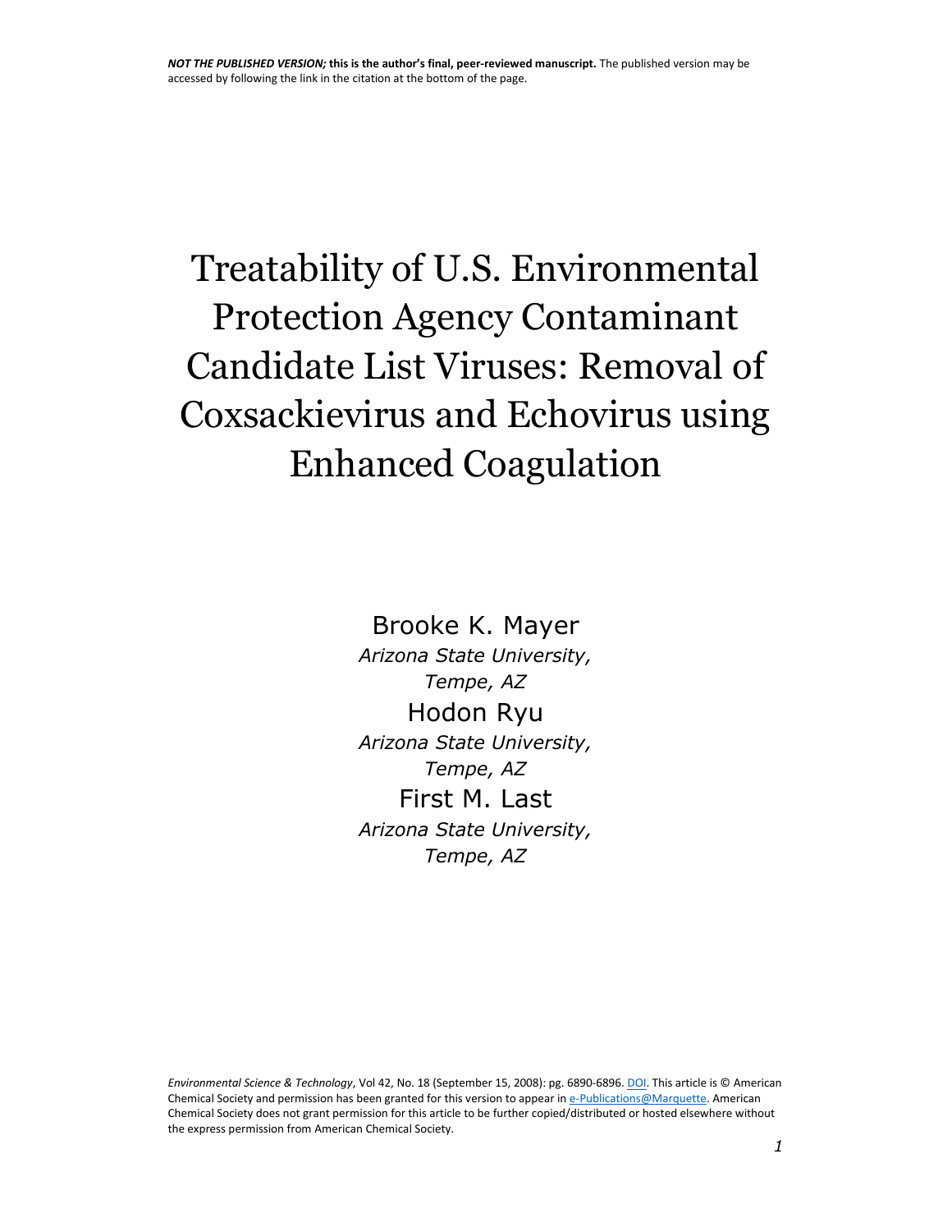**NOT THE PUBLISHED VERSION; this is the author's final, peer-reviewed manuscript.** The published version may be accessed by following the link in the citation at the bottom of the page.

# Treatability of U.S. Environmental Protection Agency Contaminant Candidate List Viruses: Removal of Coxsackievirus and Echovirus using Enhanced Coagulation

Brooke K. Mayer
*Arizona State University, Tempe, AZ*

Hodon Ryu
*Arizona State University, Tempe, AZ*

First M. Last
*Arizona State University, Tempe, AZ*

*Environmental Science & Technology*, Vol 42, No. 18 (September 15, 2008): pg. 6890-6896. DOI. This article is © American Chemical Society and permission has been granted for this version to appear in e-Publications@Marquette. American Chemical Society does not grant permission for this article to be further copied/distributed or hosted elsewhere without the express permission from American Chemical Society.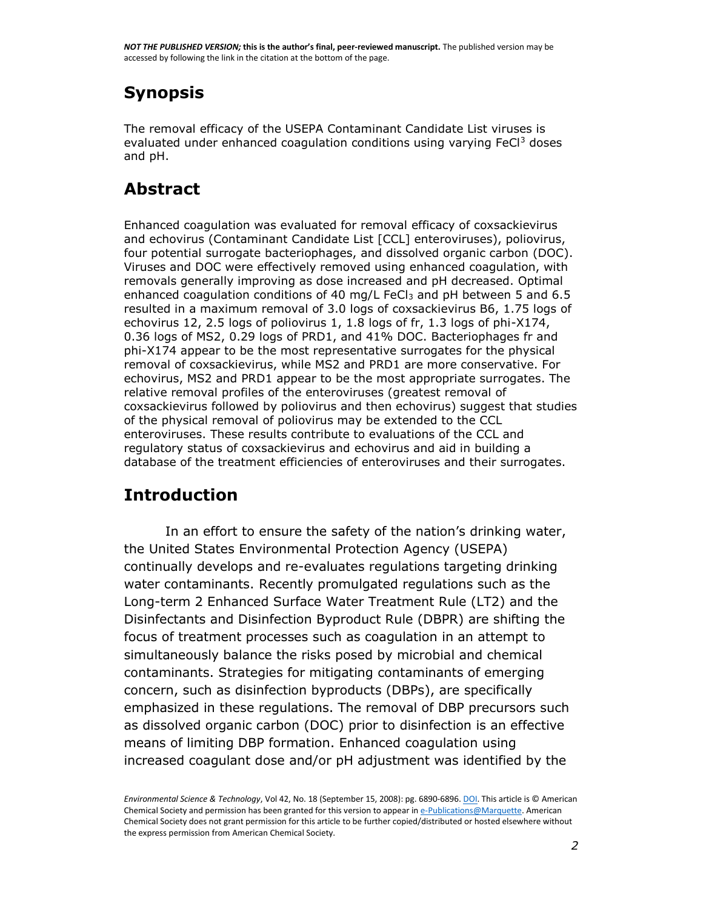## Synopsis

The removal efficacy of the USEPA Contaminant Candidate List viruses is evaluated under enhanced coagulation conditions using varying $FeCl^3$ doses and pH.

## Abstract

Enhanced coagulation was evaluated for removal efficacy of coxsackievirus and echovirus (Contaminant Candidate List [CCL] enteroviruses), poliovirus, four potential surrogate bacteriophages, and dissolved organic carbon (DOC). Viruses and DOC were effectively removed using enhanced coagulation, with removals generally improving as dose increased and pH decreased. Optimal enhanced coagulation conditions of 40 mg/L $FeCl_3$ and pH between 5 and 6.5 resulted in a maximum removal of 3.0 logs of coxsackievirus B6, 1.75 logs of echovirus 12, 2.5 logs of poliovirus 1, 1.8 logs of fr, 1.3 logs of phi-X174, 0.36 logs of MS2, 0.29 logs of PRD1, and 41% DOC. Bacteriophages fr and phi-X174 appear to be the most representative surrogates for the physical removal of coxsackievirus, while MS2 and PRD1 are more conservative. For echovirus, MS2 and PRD1 appear to be the most appropriate surrogates. The relative removal profiles of the enteroviruses (greatest removal of coxsackievirus followed by poliovirus and then echovirus) suggest that studies of the physical removal of poliovirus may be extended to the CCL enteroviruses. These results contribute to evaluations of the CCL and regulatory status of coxsackievirus and echovirus and aid in building a database of the treatment efficiencies of enteroviruses and their surrogates.

## Introduction

In an effort to ensure the safety of the nation's drinking water, the United States Environmental Protection Agency (USEPA) continually develops and re-evaluates regulations targeting drinking water contaminants. Recently promulgated regulations such as the Long-term 2 Enhanced Surface Water Treatment Rule (LT2) and the Disinfectants and Disinfection Byproduct Rule (DBPR) are shifting the focus of treatment processes such as coagulation in an attempt to simultaneously balance the risks posed by microbial and chemical contaminants. Strategies for mitigating contaminants of emerging concern, such as disinfection byproducts (DBPs), are specifically emphasized in these regulations. The removal of DBP precursors such as dissolved organic carbon (DOC) prior to disinfection is an effective means of limiting DBP formation. Enhanced coagulation using increased coagulant dose and/or pH adjustment was identified by the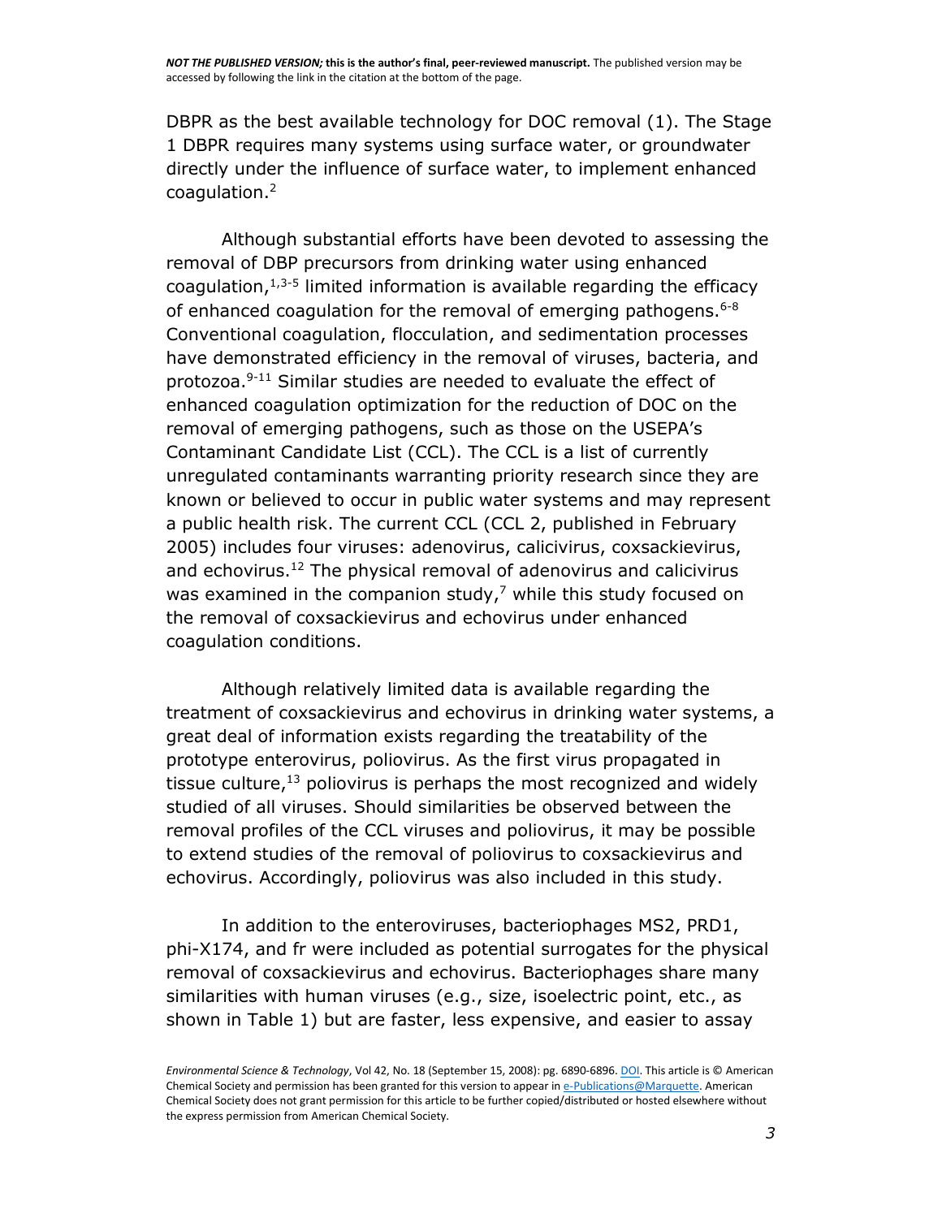DBPR as the best available technology for DOC removal (1). The Stage 1 DBPR requires many systems using surface water, or groundwater directly under the influence of surface water, to implement enhanced coagulation.[2]

Although substantial efforts have been devoted to assessing the removal of DBP precursors from drinking water using enhanced coagulation,[1,3-5] limited information is available regarding the efficacy of enhanced coagulation for the removal of emerging pathogens.[6-8] Conventional coagulation, flocculation, and sedimentation processes have demonstrated efficiency in the removal of viruses, bacteria, and protozoa.[9-11] Similar studies are needed to evaluate the effect of enhanced coagulation optimization for the reduction of DOC on the removal of emerging pathogens, such as those on the USEPA's Contaminant Candidate List (CCL). The CCL is a list of currently unregulated contaminants warranting priority research since they are known or believed to occur in public water systems and may represent a public health risk. The current CCL (CCL 2, published in February 2005) includes four viruses: adenovirus, calicivirus, coxsackievirus, and echovirus.[12] The physical removal of adenovirus and calicivirus was examined in the companion study,[7] while this study focused on the removal of coxsackievirus and echovirus under enhanced coagulation conditions.

Although relatively limited data is available regarding the treatment of coxsackievirus and echovirus in drinking water systems, a great deal of information exists regarding the treatability of the prototype enterovirus, poliovirus. As the first virus propagated in tissue culture,[13] poliovirus is perhaps the most recognized and widely studied of all viruses. Should similarities be observed between the removal profiles of the CCL viruses and poliovirus, it may be possible to extend studies of the removal of poliovirus to coxsackievirus and echovirus. Accordingly, poliovirus was also included in this study.

In addition to the enteroviruses, bacteriophages MS2, PRD1, phi-X174, and fr were included as potential surrogates for the physical removal of coxsackievirus and echovirus. Bacteriophages share many similarities with human viruses (e.g., size, isoelectric point, etc., as shown in Table 1) but are faster, less expensive, and easier to assay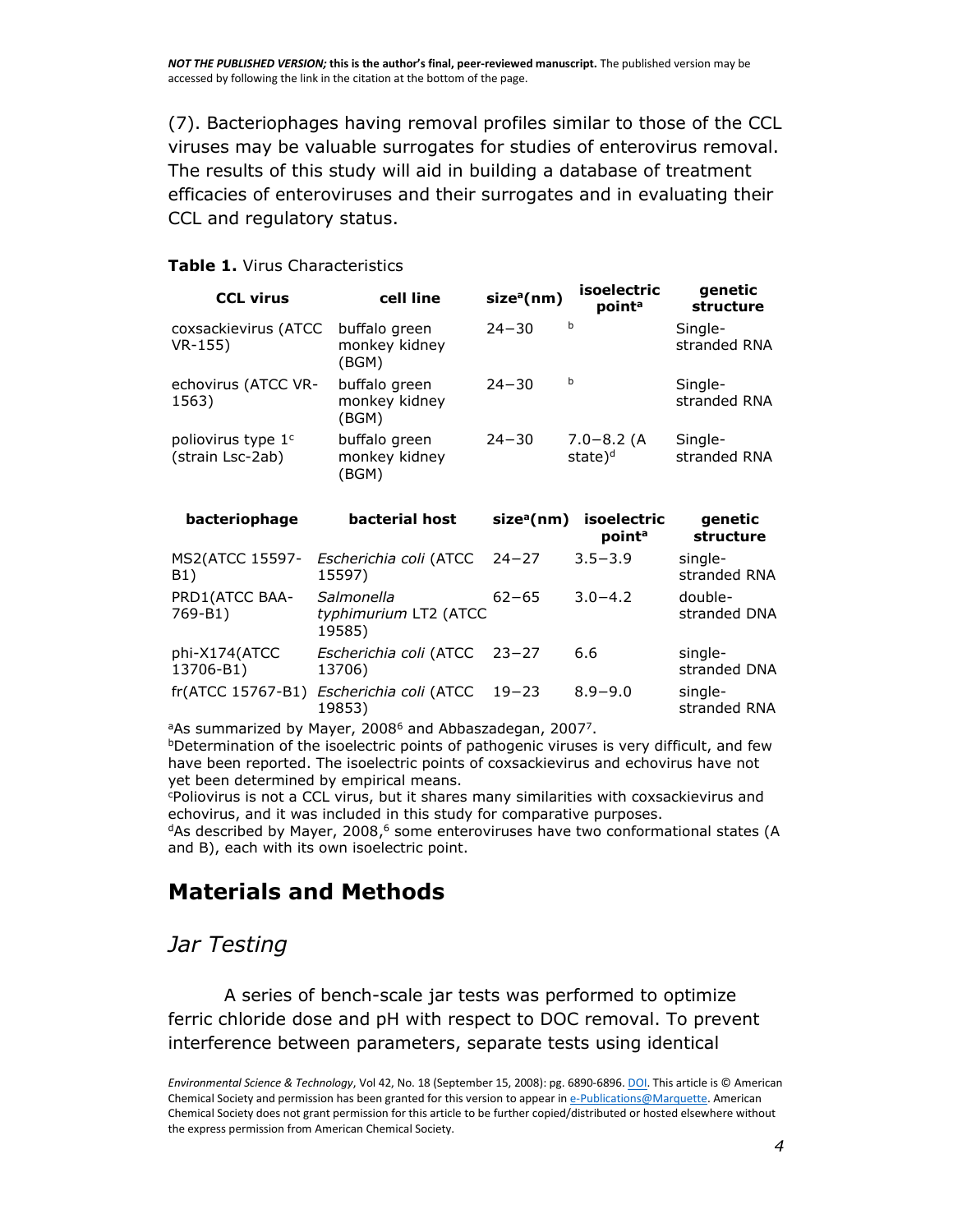(7). Bacteriophages having removal profiles similar to those of the CCL viruses may be valuable surrogates for studies of enterovirus removal. The results of this study will aid in building a database of treatment efficacies of enteroviruses and their surrogates and in evaluating their CCL and regulatory status.

**Table 1.** Virus Characteristics

| CCL virus | cell line | size[a](nm) | isoelectric point[a] | genetic structure |
|---|---|---|---|---|
| coxsackievirus (ATCC VR-155) | buffalo green monkey kidney (BGM) | 24−30 | [b] | Single-stranded RNA |
| echovirus (ATCC VR-1563) | buffalo green monkey kidney (BGM) | 24−30 | [b] | Single-stranded RNA |
| poliovirus type 1[c] (strain Lsc-2ab) | buffalo green monkey kidney (BGM) | 24−30 | 7.0−8.2 (A state)[d] | Single-stranded RNA |
| **bacteriophage** | **bacterial host** | **size[a](nm)** | **isoelectric point[a]** | **genetic structure** |
| MS2(ATCC 15597-B1) | *Escherichia coli* (ATCC 15597) | 24−27 | 3.5−3.9 | single-stranded RNA |
| PRD1(ATCC BAA-769-B1) | *Salmonella typhimurium* LT2 (ATCC 19585) | 62−65 | 3.0−4.2 | double-stranded DNA |
| phi-X174(ATCC 13706-B1) | *Escherichia coli* (ATCC 13706) | 23−27 | 6.6 | single-stranded DNA |
| fr(ATCC 15767-B1) | *Escherichia coli* (ATCC 19853) | 19−23 | 8.9−9.0 | single-stranded RNA |

[a]As summarized by Mayer, 2008[6] and Abbaszadegan, 2007[7].
[b]Determination of the isoelectric points of pathogenic viruses is very difficult, and few have been reported. The isoelectric points of coxsackievirus and echovirus have not yet been determined by empirical means.
[c]Poliovirus is not a CCL virus, but it shares many similarities with coxsackievirus and echovirus, and it was included in this study for comparative purposes.
[d]As described by Mayer, 2008,[6] some enteroviruses have two conformational states (A and B), each with its own isoelectric point.

## Materials and Methods

### *Jar Testing*

A series of bench-scale jar tests was performed to optimize ferric chloride dose and pH with respect to DOC removal. To prevent interference between parameters, separate tests using identical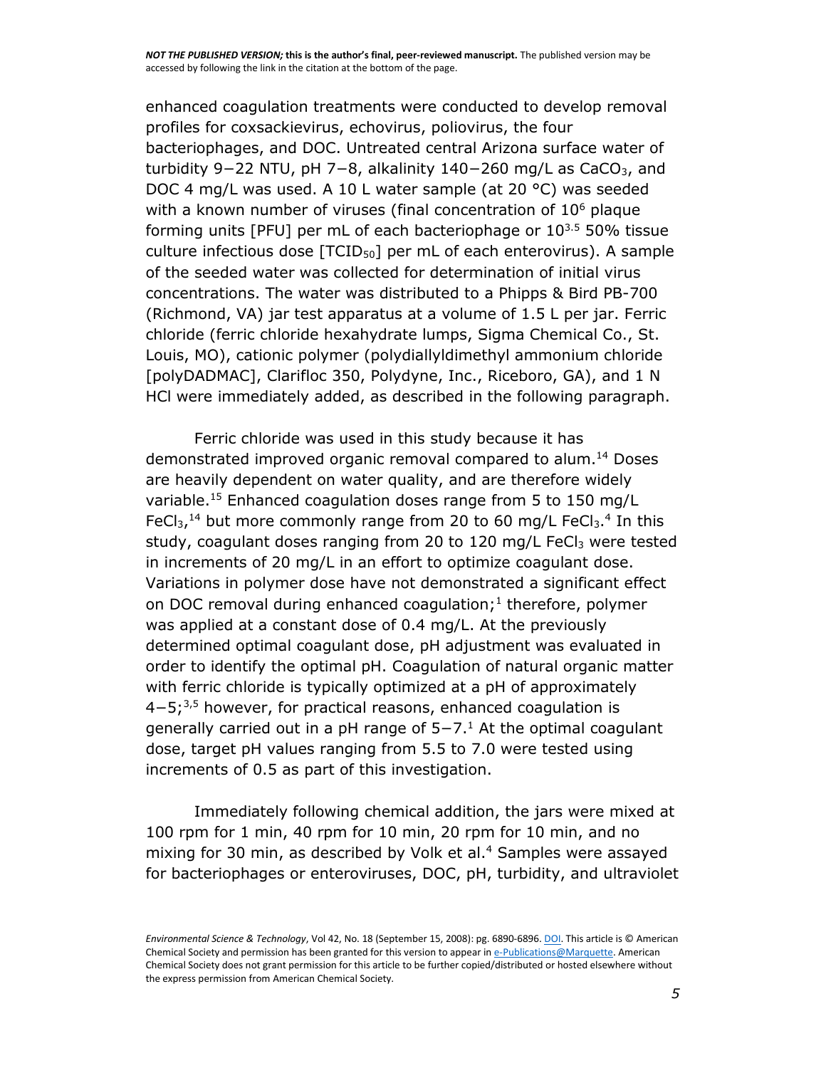enhanced coagulation treatments were conducted to develop removal profiles for coxsackievirus, echovirus, poliovirus, the four bacteriophages, and DOC. Untreated central Arizona surface water of turbidity 9−22 NTU, pH 7−8, alkalinity 140−260 mg/L as $CaCO_3$, and DOC 4 mg/L was used. A 10 L water sample (at 20 °C) was seeded with a known number of viruses (final concentration of $10^6$ plaque forming units [PFU] per mL of each bacteriophage or $10^{3.5}$ 50% tissue culture infectious dose [$TCID_{50}$] per mL of each enterovirus). A sample of the seeded water was collected for determination of initial virus concentrations. The water was distributed to a Phipps & Bird PB-700 (Richmond, VA) jar test apparatus at a volume of 1.5 L per jar. Ferric chloride (ferric chloride hexahydrate lumps, Sigma Chemical Co., St. Louis, MO), cationic polymer (polydiallyldimethyl ammonium chloride [polyDADMAC], Clarifloc 350, Polydyne, Inc., Riceboro, GA), and 1 N HCl were immediately added, as described in the following paragraph.

Ferric chloride was used in this study because it has demonstrated improved organic removal compared to alum.[14] Doses are heavily dependent on water quality, and are therefore widely variable.[15] Enhanced coagulation doses range from 5 to 150 mg/L $FeCl_3$,[14] but more commonly range from 20 to 60 mg/L $FeCl_3$.[4] In this study, coagulant doses ranging from 20 to 120 mg/L $FeCl_3$ were tested in increments of 20 mg/L in an effort to optimize coagulant dose. Variations in polymer dose have not demonstrated a significant effect on DOC removal during enhanced coagulation;[1] therefore, polymer was applied at a constant dose of 0.4 mg/L. At the previously determined optimal coagulant dose, pH adjustment was evaluated in order to identify the optimal pH. Coagulation of natural organic matter with ferric chloride is typically optimized at a pH of approximately 4−5;[3,5] however, for practical reasons, enhanced coagulation is generally carried out in a pH range of 5−7.[1] At the optimal coagulant dose, target pH values ranging from 5.5 to 7.0 were tested using increments of 0.5 as part of this investigation.

Immediately following chemical addition, the jars were mixed at 100 rpm for 1 min, 40 rpm for 10 min, 20 rpm for 10 min, and no mixing for 30 min, as described by Volk et al.[4] Samples were assayed for bacteriophages or enteroviruses, DOC, pH, turbidity, and ultraviolet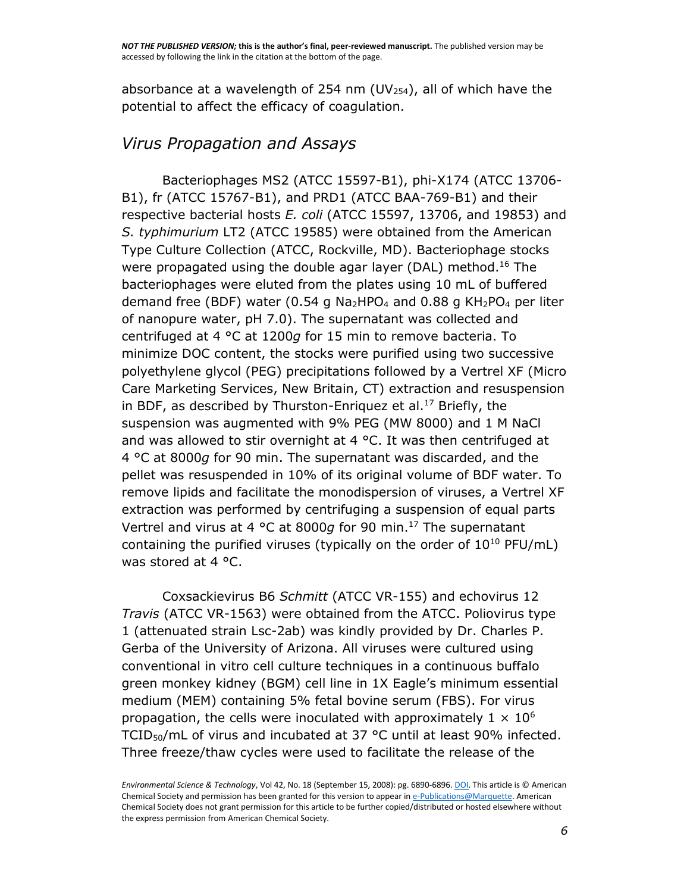absorbance at a wavelength of 254 nm ($UV_{254}$), all of which have the potential to affect the efficacy of coagulation.

## *Virus Propagation and Assays*

Bacteriophages MS2 (ATCC 15597-B1), phi-X174 (ATCC 13706-B1), fr (ATCC 15767-B1), and PRD1 (ATCC BAA-769-B1) and their respective bacterial hosts *E. coli* (ATCC 15597, 13706, and 19853) and *S. typhimurium* LT2 (ATCC 19585) were obtained from the American Type Culture Collection (ATCC, Rockville, MD). Bacteriophage stocks were propagated using the double agar layer (DAL) method.[16] The bacteriophages were eluted from the plates using 10 mL of buffered demand free (BDF) water (0.54 g $Na_2HPO_4$ and 0.88 g $KH_2PO_4$ per liter of nanopure water, pH 7.0). The supernatant was collected and centrifuged at 4 °C at 1200*g* for 15 min to remove bacteria. To minimize DOC content, the stocks were purified using two successive polyethylene glycol (PEG) precipitations followed by a Vertrel XF (Micro Care Marketing Services, New Britain, CT) extraction and resuspension in BDF, as described by Thurston-Enriquez et al.[17] Briefly, the suspension was augmented with 9% PEG (MW 8000) and 1 M NaCl and was allowed to stir overnight at 4 °C. It was then centrifuged at 4 °C at 8000*g* for 90 min. The supernatant was discarded, and the pellet was resuspended in 10% of its original volume of BDF water. To remove lipids and facilitate the monodispersion of viruses, a Vertrel XF extraction was performed by centrifuging a suspension of equal parts Vertrel and virus at 4 °C at 8000*g* for 90 min.[17] The supernatant containing the purified viruses (typically on the order of $10^{10}$ PFU/mL) was stored at 4 °C.

Coxsackievirus B6 *Schmitt* (ATCC VR-155) and echovirus 12 *Travis* (ATCC VR-1563) were obtained from the ATCC. Poliovirus type 1 (attenuated strain Lsc-2ab) was kindly provided by Dr. Charles P. Gerba of the University of Arizona. All viruses were cultured using conventional in vitro cell culture techniques in a continuous buffalo green monkey kidney (BGM) cell line in 1X Eagle's minimum essential medium (MEM) containing 5% fetal bovine serum (FBS). For virus propagation, the cells were inoculated with approximately $1 \times 10^6$ $TCID_{50}$/mL of virus and incubated at 37 °C until at least 90% infected. Three freeze/thaw cycles were used to facilitate the release of the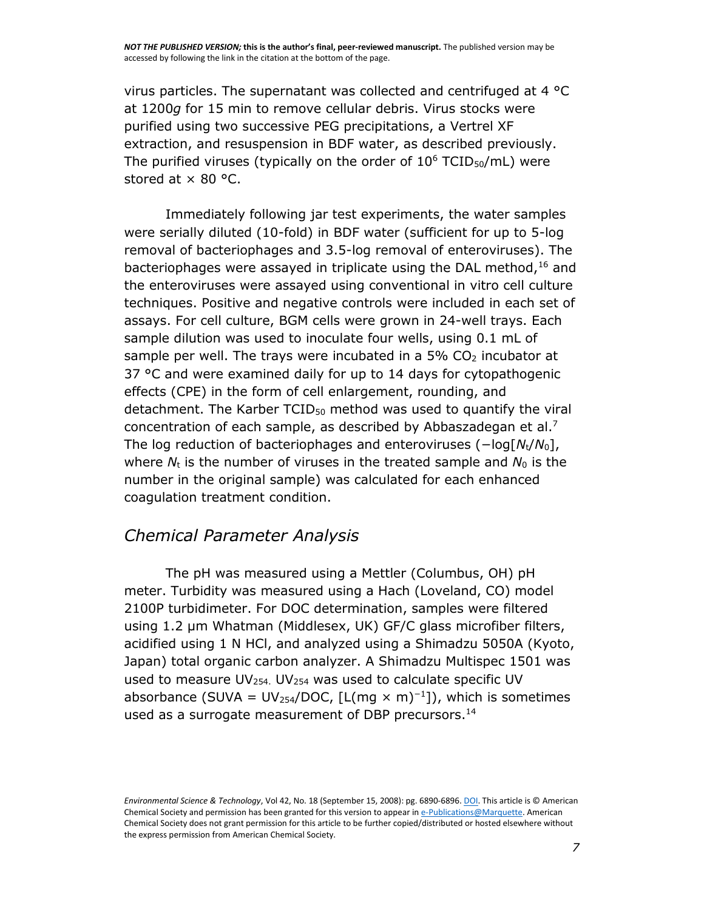virus particles. The supernatant was collected and centrifuged at 4 °C at 1200*g* for 15 min to remove cellular debris. Virus stocks were purified using two successive PEG precipitations, a Vertrel XF extraction, and resuspension in BDF water, as described previously. The purified viruses (typically on the order of $10^6$ $TCID_{50}$/mL) were stored at × 80 °C.

Immediately following jar test experiments, the water samples were serially diluted (10-fold) in BDF water (sufficient for up to 5-log removal of bacteriophages and 3.5-log removal of enteroviruses). The bacteriophages were assayed in triplicate using the DAL method,[16] and the enteroviruses were assayed using conventional in vitro cell culture techniques. Positive and negative controls were included in each set of assays. For cell culture, BGM cells were grown in 24-well trays. Each sample dilution was used to inoculate four wells, using 0.1 mL of sample per well. The trays were incubated in a 5% $CO_2$ incubator at 37 °C and were examined daily for up to 14 days for cytopathogenic effects (CPE) in the form of cell enlargement, rounding, and detachment. The Karber $TCID_{50}$ method was used to quantify the viral concentration of each sample, as described by Abbaszadegan et al.[7] The log reduction of bacteriophages and enteroviruses ($-\log[N_t/N_0]$, where $N_t$ is the number of viruses in the treated sample and $N_0$ is the number in the original sample) was calculated for each enhanced coagulation treatment condition.

## *Chemical Parameter Analysis*

The pH was measured using a Mettler (Columbus, OH) pH meter. Turbidity was measured using a Hach (Loveland, CO) model 2100P turbidimeter. For DOC determination, samples were filtered using 1.2 μm Whatman (Middlesex, UK) GF/C glass microfiber filters, acidified using 1 N HCl, and analyzed using a Shimadzu 5050A (Kyoto, Japan) total organic carbon analyzer. A Shimadzu Multispec 1501 was used to measure $UV_{254}$. $UV_{254}$ was used to calculate specific UV absorbance (SUVA = $UV_{254}$/DOC, $[\mathrm{L}(\mathrm{mg} \times \mathrm{m})^{-1}]$), which is sometimes used as a surrogate measurement of DBP precursors.[14]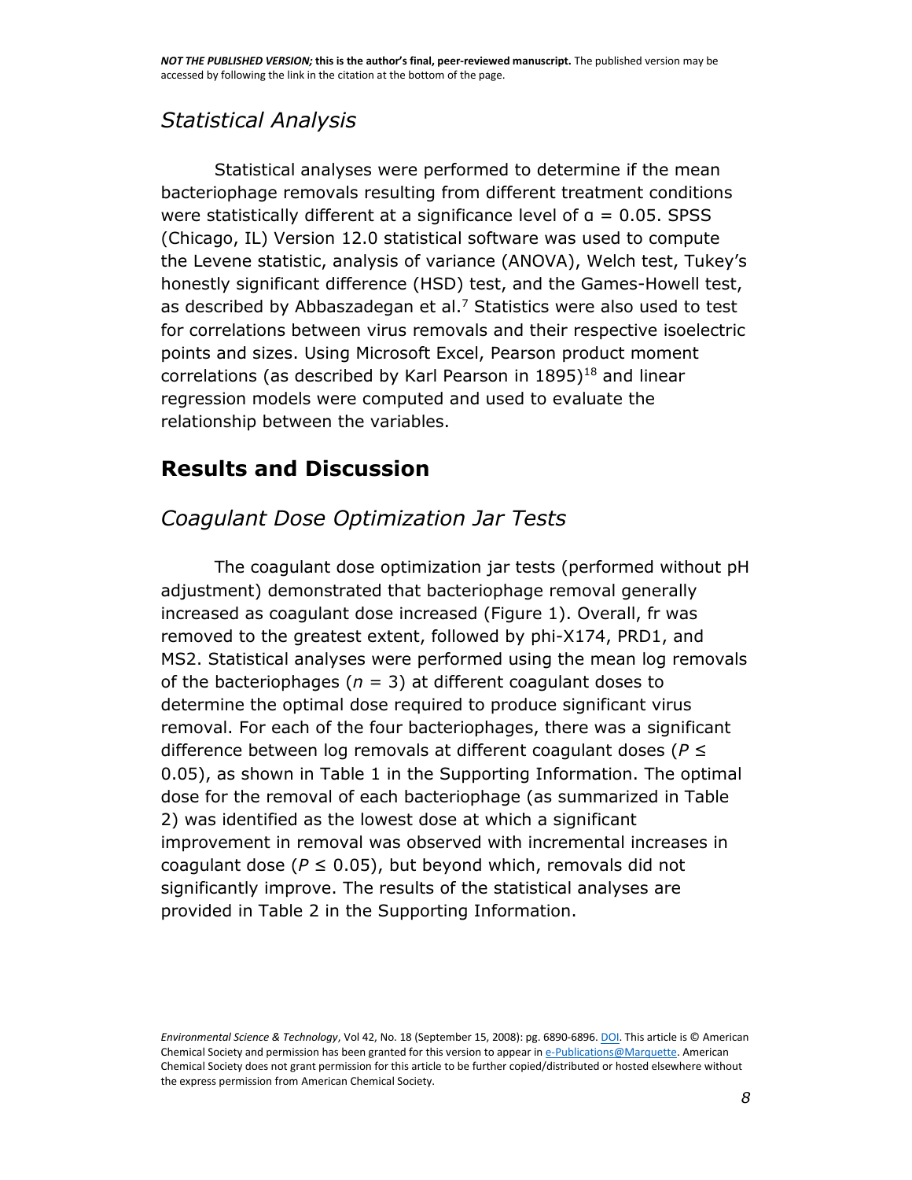### *Statistical Analysis*

Statistical analyses were performed to determine if the mean bacteriophage removals resulting from different treatment conditions were statistically different at a significance level of $\alpha = 0.05$. SPSS (Chicago, IL) Version 12.0 statistical software was used to compute the Levene statistic, analysis of variance (ANOVA), Welch test, Tukey's honestly significant difference (HSD) test, and the Games-Howell test, as described by Abbaszadegan et al.[7] Statistics were also used to test for correlations between virus removals and their respective isoelectric points and sizes. Using Microsoft Excel, Pearson product moment correlations (as described by Karl Pearson in 1895)[18] and linear regression models were computed and used to evaluate the relationship between the variables.

## Results and Discussion

### *Coagulant Dose Optimization Jar Tests*

The coagulant dose optimization jar tests (performed without pH adjustment) demonstrated that bacteriophage removal generally increased as coagulant dose increased (Figure 1). Overall, fr was removed to the greatest extent, followed by phi-X174, PRD1, and MS2. Statistical analyses were performed using the mean log removals of the bacteriophages ($n = 3$) at different coagulant doses to determine the optimal dose required to produce significant virus removal. For each of the four bacteriophages, there was a significant difference between log removals at different coagulant doses ($P \leq 0.05$), as shown in Table 1 in the Supporting Information. The optimal dose for the removal of each bacteriophage (as summarized in Table 2) was identified as the lowest dose at which a significant improvement in removal was observed with incremental increases in coagulant dose ($P \leq 0.05$), but beyond which, removals did not significantly improve. The results of the statistical analyses are provided in Table 2 in the Supporting Information.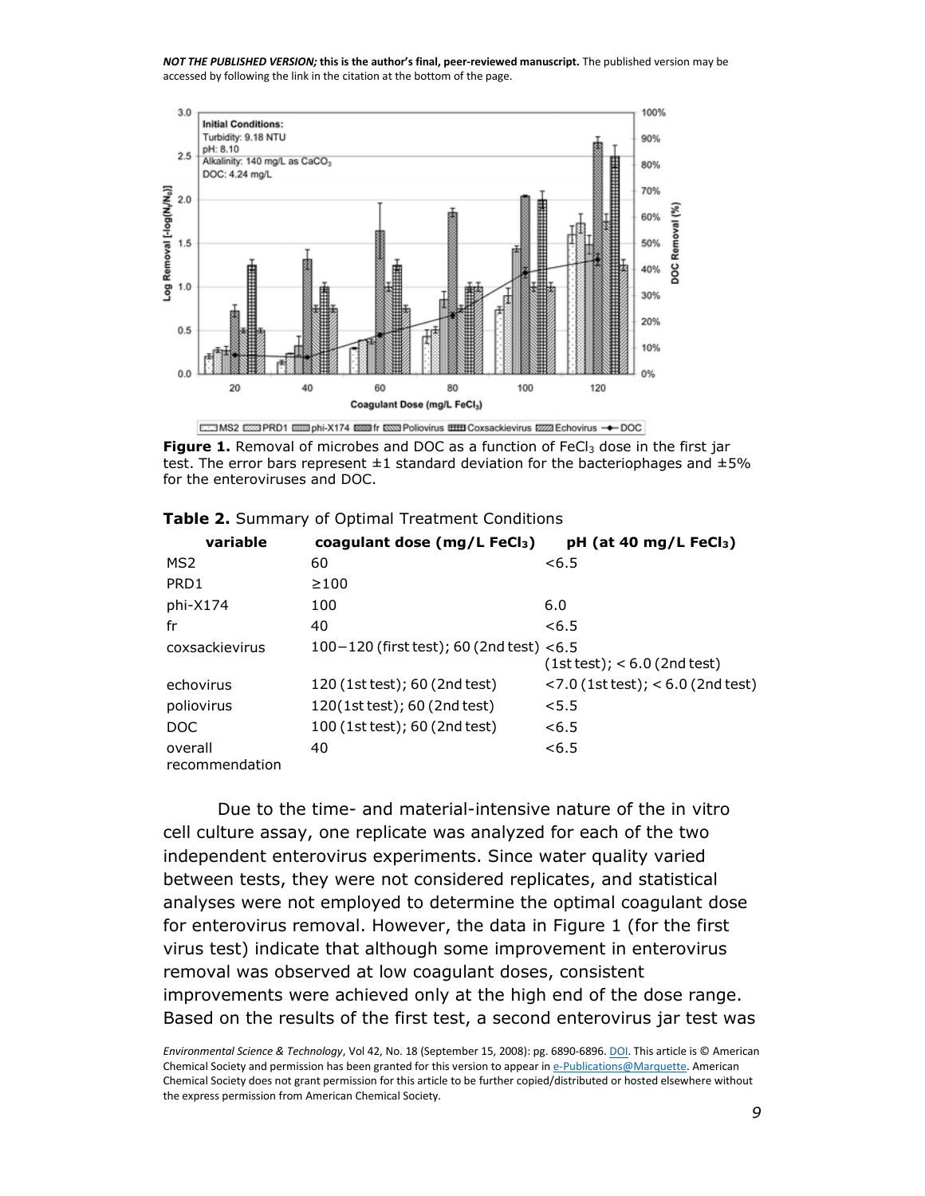**Figure 1.** Removal of microbes and DOC as a function of $FeCl_3$ dose in the first jar test. The error bars represent ±1 standard deviation for the bacteriophages and ±5% for the enteroviruses and DOC.

**Table 2.** Summary of Optimal Treatment Conditions

| variable | coagulant dose (mg/L $FeCl_3$) | pH (at 40 mg/L $FeCl_3$) |
|---|---|---|
| MS2 | 60 | <6.5 |
| PRD1 | ≥100 | |
| phi-X174 | 100 | 6.0 |
| fr | 40 | <6.5 |
| coxsackievirus | 100−120 (first test); 60 (2nd test) | <6.5 (1st test); < 6.0 (2nd test) |
| echovirus | 120 (1st test); 60 (2nd test) | <7.0 (1st test); < 6.0 (2nd test) |
| poliovirus | 120(1st test); 60 (2nd test) | <5.5 |
| DOC | 100 (1st test); 60 (2nd test) | <6.5 |
| overall recommendation | 40 | <6.5 |

Due to the time- and material-intensive nature of the in vitro cell culture assay, one replicate was analyzed for each of the two independent enterovirus experiments. Since water quality varied between tests, they were not considered replicates, and statistical analyses were not employed to determine the optimal coagulant dose for enterovirus removal. However, the data in Figure 1 (for the first virus test) indicate that although some improvement in enterovirus removal was observed at low coagulant doses, consistent improvements were achieved only at the high end of the dose range. Based on the results of the first test, a second enterovirus jar test was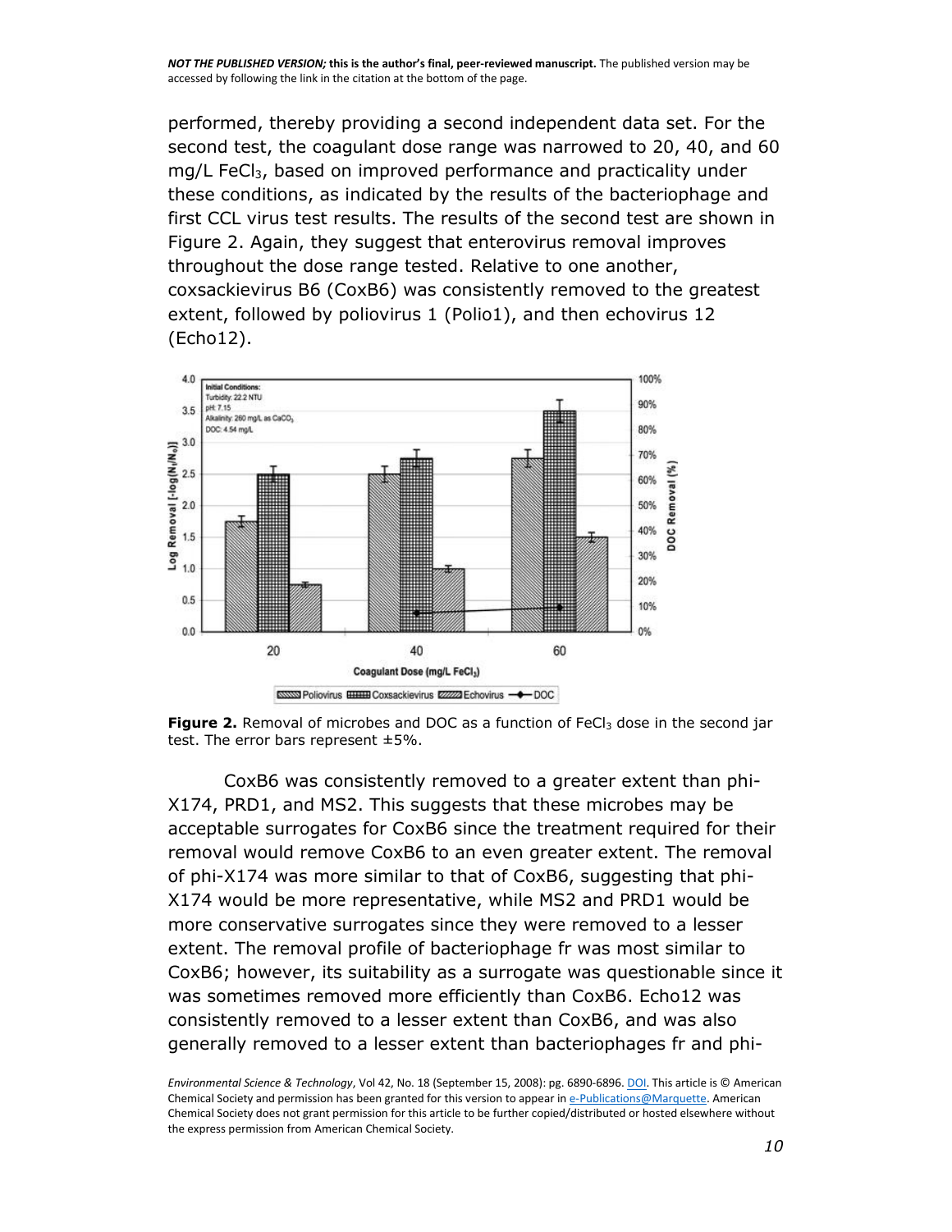performed, thereby providing a second independent data set. For the second test, the coagulant dose range was narrowed to 20, 40, and 60 mg/L $FeCl_3$, based on improved performance and practicality under these conditions, as indicated by the results of the bacteriophage and first CCL virus test results. The results of the second test are shown in Figure 2. Again, they suggest that enterovirus removal improves throughout the dose range tested. Relative to one another, coxsackievirus B6 (CoxB6) was consistently removed to the greatest extent, followed by poliovirus 1 (Polio1), and then echovirus 12 (Echo12).

**Figure 2.** Removal of microbes and DOC as a function of $FeCl_3$ dose in the second jar test. The error bars represent ±5%.

CoxB6 was consistently removed to a greater extent than phi-X174, PRD1, and MS2. This suggests that these microbes may be acceptable surrogates for CoxB6 since the treatment required for their removal would remove CoxB6 to an even greater extent. The removal of phi-X174 was more similar to that of CoxB6, suggesting that phi-X174 would be more representative, while MS2 and PRD1 would be more conservative surrogates since they were removed to a lesser extent. The removal profile of bacteriophage fr was most similar to CoxB6; however, its suitability as a surrogate was questionable since it was sometimes removed more efficiently than CoxB6. Echo12 was consistently removed to a lesser extent than CoxB6, and was also generally removed to a lesser extent than bacteriophages fr and phi-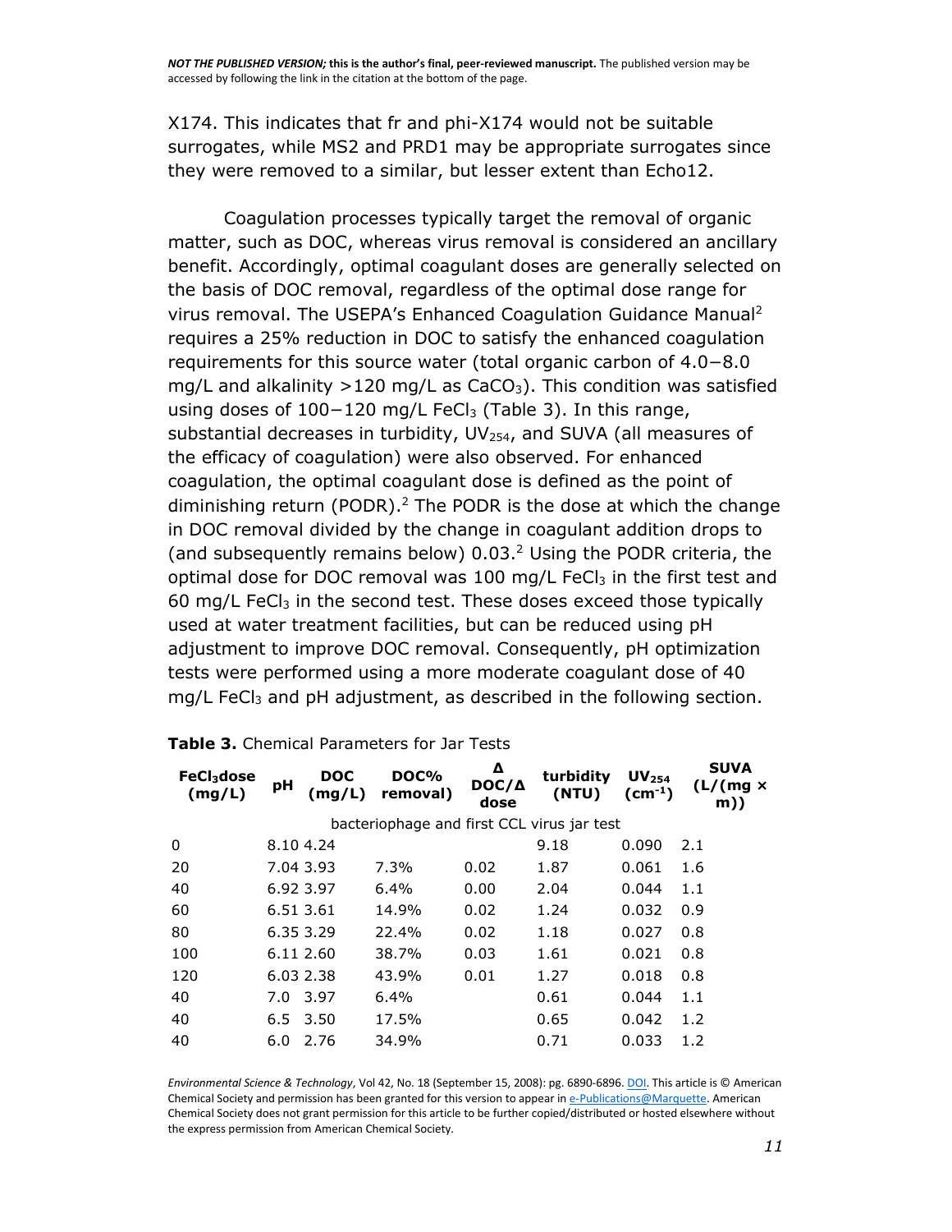X174. This indicates that fr and phi-X174 would not be suitable surrogates, while MS2 and PRD1 may be appropriate surrogates since they were removed to a similar, but lesser extent than Echo12.

Coagulation processes typically target the removal of organic matter, such as DOC, whereas virus removal is considered an ancillary benefit. Accordingly, optimal coagulant doses are generally selected on the basis of DOC removal, regardless of the optimal dose range for virus removal. The USEPA's Enhanced Coagulation Guidance Manual[2] requires a 25% reduction in DOC to satisfy the enhanced coagulation requirements for this source water (total organic carbon of 4.0−8.0 mg/L and alkalinity >120 mg/L as $CaCO_3$). This condition was satisfied using doses of 100−120 mg/L $FeCl_3$ (Table 3). In this range, substantial decreases in turbidity, $UV_{254}$, and SUVA (all measures of the efficacy of coagulation) were also observed. For enhanced coagulation, the optimal coagulant dose is defined as the point of diminishing return (PODR).[2] The PODR is the dose at which the change in DOC removal divided by the change in coagulant addition drops to (and subsequently remains below) 0.03.[2] Using the PODR criteria, the optimal dose for DOC removal was 100 mg/L $FeCl_3$ in the first test and 60 mg/L $FeCl_3$ in the second test. These doses exceed those typically used at water treatment facilities, but can be reduced using pH adjustment to improve DOC removal. Consequently, pH optimization tests were performed using a more moderate coagulant dose of 40 mg/L $FeCl_3$ and pH adjustment, as described in the following section.

**Table 3.** Chemical Parameters for Jar Tests

| $FeCl_3$ dose (mg/L) | pH | DOC (mg/L) | DOC% removal) | Δ DOC/Δ dose | turbidity (NTU) | $UV_{254}$ ($cm^{-1}$) | SUVA (L/(mg × m)) |
|---|---|---|---|---|---|---|---|
| bacteriophage and first CCL virus jar test | | | | | | | |
| 0 | 8.10 | 4.24 | | | 9.18 | 0.090 | 2.1 |
| 20 | 7.04 | 3.93 | 7.3% | 0.02 | 1.87 | 0.061 | 1.6 |
| 40 | 6.92 | 3.97 | 6.4% | 0.00 | 2.04 | 0.044 | 1.1 |
| 60 | 6.51 | 3.61 | 14.9% | 0.02 | 1.24 | 0.032 | 0.9 |
| 80 | 6.35 | 3.29 | 22.4% | 0.02 | 1.18 | 0.027 | 0.8 |
| 100 | 6.11 | 2.60 | 38.7% | 0.03 | 1.61 | 0.021 | 0.8 |
| 120 | 6.03 | 2.38 | 43.9% | 0.01 | 1.27 | 0.018 | 0.8 |
| 40 | 7.0 | 3.97 | 6.4% | | 0.61 | 0.044 | 1.1 |
| 40 | 6.5 | 3.50 | 17.5% | | 0.65 | 0.042 | 1.2 |
| 40 | 6.0 | 2.76 | 34.9% | | 0.71 | 0.033 | 1.2 |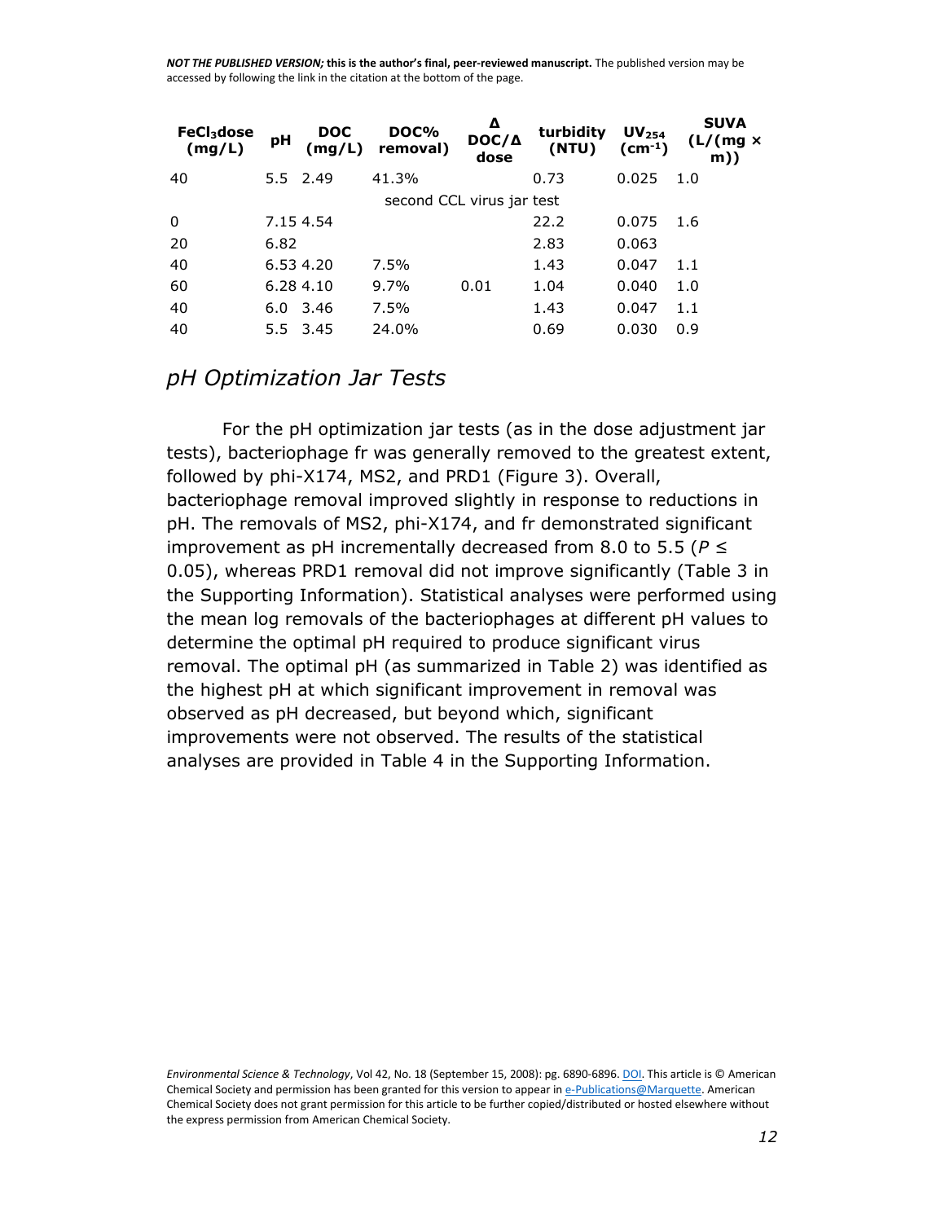| $FeCl_3$dose (mg/L) | pH | DOC (mg/L) | DOC% removal) | Δ DOC/Δ dose | turbidity (NTU) | $UV_{254}$ ($cm^{-1}$) | SUVA (L/(mg × m)) |
|---|---|---|---|---|---|---|---|
| 40 | 5.5 | 2.49 | 41.3% | | 0.73 | 0.025 | 1.0 |
| second CCL virus jar test | | | | | | | |
| 0 | 7.15 | 4.54 | | | 22.2 | 0.075 | 1.6 |
| 20 | 6.82 | | | | 2.83 | 0.063 | |
| 40 | 6.53 | 4.20 | 7.5% | | 1.43 | 0.047 | 1.1 |
| 60 | 6.28 | 4.10 | 9.7% | 0.01 | 1.04 | 0.040 | 1.0 |
| 40 | 6.0 | 3.46 | 7.5% | | 1.43 | 0.047 | 1.1 |
| 40 | 5.5 | 3.45 | 24.0% | | 0.69 | 0.030 | 0.9 |

## *pH Optimization Jar Tests*

For the pH optimization jar tests (as in the dose adjustment jar tests), bacteriophage fr was generally removed to the greatest extent, followed by phi-X174, MS2, and PRD1 (Figure 3). Overall, bacteriophage removal improved slightly in response to reductions in pH. The removals of MS2, phi-X174, and fr demonstrated significant improvement as pH incrementally decreased from 8.0 to 5.5 ($P \leq 0.05$), whereas PRD1 removal did not improve significantly (Table 3 in the Supporting Information). Statistical analyses were performed using the mean log removals of the bacteriophages at different pH values to determine the optimal pH required to produce significant virus removal. The optimal pH (as summarized in Table 2) was identified as the highest pH at which significant improvement in removal was observed as pH decreased, but beyond which, significant improvements were not observed. The results of the statistical analyses are provided in Table 4 in the Supporting Information.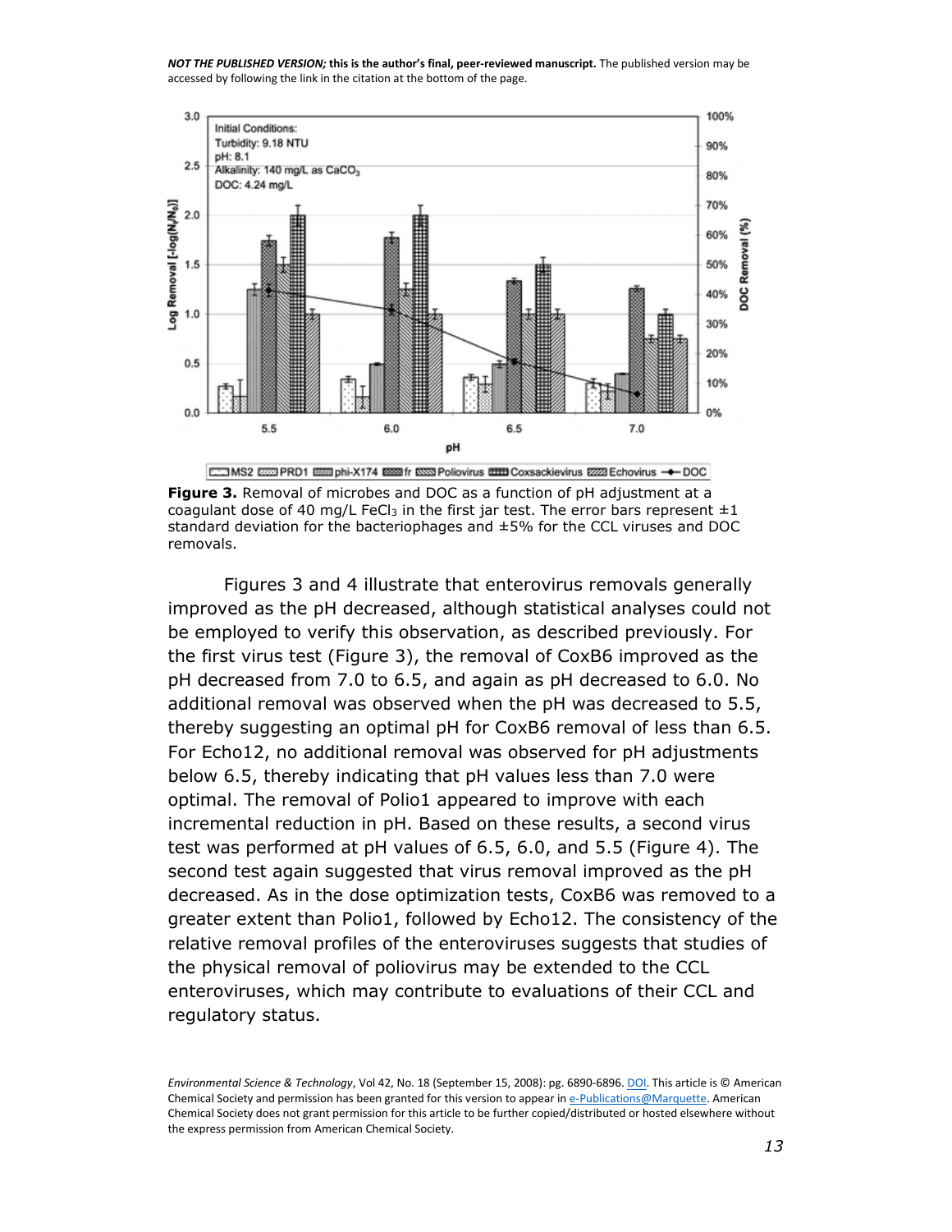**Figure 3.** Removal of microbes and DOC as a function of pH adjustment at a coagulant dose of 40 mg/L $FeCl_3$ in the first jar test. The error bars represent ±1 standard deviation for the bacteriophages and ±5% for the CCL viruses and DOC removals.

Figures 3 and 4 illustrate that enterovirus removals generally improved as the pH decreased, although statistical analyses could not be employed to verify this observation, as described previously. For the first virus test (Figure 3), the removal of CoxB6 improved as the pH decreased from 7.0 to 6.5, and again as pH decreased to 6.0. No additional removal was observed when the pH was decreased to 5.5, thereby suggesting an optimal pH for CoxB6 removal of less than 6.5. For Echo12, no additional removal was observed for pH adjustments below 6.5, thereby indicating that pH values less than 7.0 were optimal. The removal of Polio1 appeared to improve with each incremental reduction in pH. Based on these results, a second virus test was performed at pH values of 6.5, 6.0, and 5.5 (Figure 4). The second test again suggested that virus removal improved as the pH decreased. As in the dose optimization tests, CoxB6 was removed to a greater extent than Polio1, followed by Echo12. The consistency of the relative removal profiles of the enteroviruses suggests that studies of the physical removal of poliovirus may be extended to the CCL enteroviruses, which may contribute to evaluations of their CCL and regulatory status.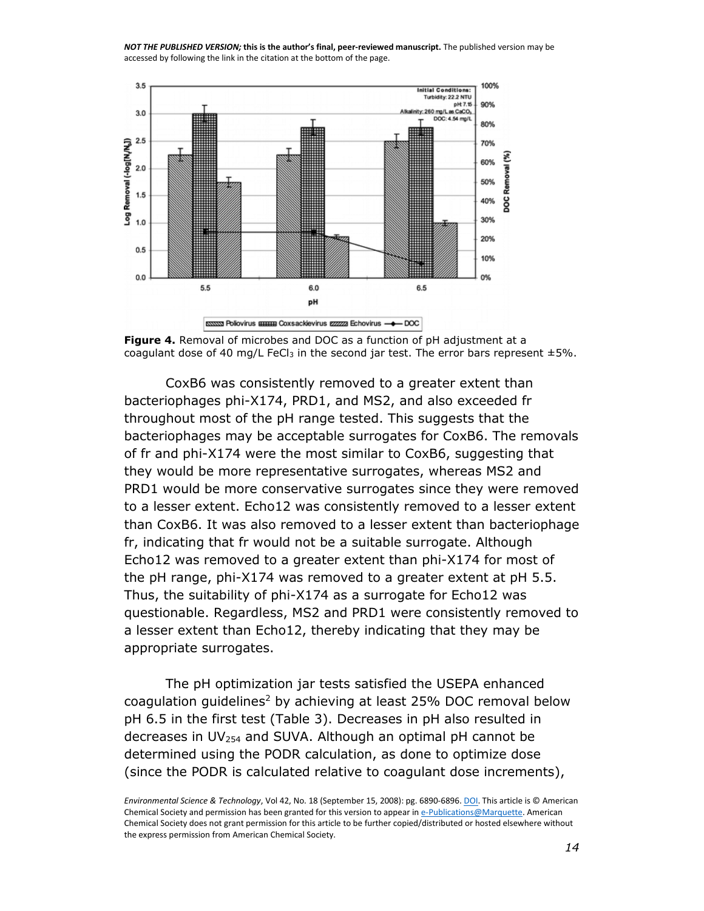**Figure 4.** Removal of microbes and DOC as a function of pH adjustment at a coagulant dose of 40 mg/L $FeCl_3$ in the second jar test. The error bars represent ±5%.

CoxB6 was consistently removed to a greater extent than bacteriophages phi-X174, PRD1, and MS2, and also exceeded fr throughout most of the pH range tested. This suggests that the bacteriophages may be acceptable surrogates for CoxB6. The removals of fr and phi-X174 were the most similar to CoxB6, suggesting that they would be more representative surrogates, whereas MS2 and PRD1 would be more conservative surrogates since they were removed to a lesser extent. Echo12 was consistently removed to a lesser extent than CoxB6. It was also removed to a lesser extent than bacteriophage fr, indicating that fr would not be a suitable surrogate. Although Echo12 was removed to a greater extent than phi-X174 for most of the pH range, phi-X174 was removed to a greater extent at pH 5.5. Thus, the suitability of phi-X174 as a surrogate for Echo12 was questionable. Regardless, MS2 and PRD1 were consistently removed to a lesser extent than Echo12, thereby indicating that they may be appropriate surrogates.

The pH optimization jar tests satisfied the USEPA enhanced coagulation guidelines[2] by achieving at least 25% DOC removal below pH 6.5 in the first test (Table 3). Decreases in pH also resulted in decreases in $UV_{254}$ and SUVA. Although an optimal pH cannot be determined using the PODR calculation, as done to optimize dose (since the PODR is calculated relative to coagulant dose increments),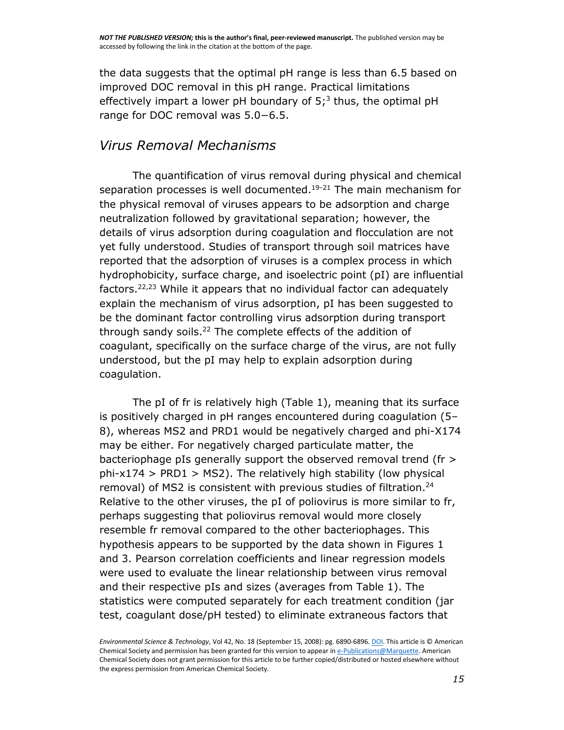the data suggests that the optimal pH range is less than 6.5 based on improved DOC removal in this pH range. Practical limitations effectively impart a lower pH boundary of 5;[3] thus, the optimal pH range for DOC removal was 5.0−6.5.

## *Virus Removal Mechanisms*

The quantification of virus removal during physical and chemical separation processes is well documented.[19-21] The main mechanism for the physical removal of viruses appears to be adsorption and charge neutralization followed by gravitational separation; however, the details of virus adsorption during coagulation and flocculation are not yet fully understood. Studies of transport through soil matrices have reported that the adsorption of viruses is a complex process in which hydrophobicity, surface charge, and isoelectric point (pI) are influential factors.[22,23] While it appears that no individual factor can adequately explain the mechanism of virus adsorption, pI has been suggested to be the dominant factor controlling virus adsorption during transport through sandy soils.[22] The complete effects of the addition of coagulant, specifically on the surface charge of the virus, are not fully understood, but the pI may help to explain adsorption during coagulation.

The pI of fr is relatively high (Table 1), meaning that its surface is positively charged in pH ranges encountered during coagulation (5–8), whereas MS2 and PRD1 would be negatively charged and phi-X174 may be either. For negatively charged particulate matter, the bacteriophage pIs generally support the observed removal trend (fr > phi-x174 > PRD1 > MS2). The relatively high stability (low physical removal) of MS2 is consistent with previous studies of filtration.[24] Relative to the other viruses, the pI of poliovirus is more similar to fr, perhaps suggesting that poliovirus removal would more closely resemble fr removal compared to the other bacteriophages. This hypothesis appears to be supported by the data shown in Figures 1 and 3. Pearson correlation coefficients and linear regression models were used to evaluate the linear relationship between virus removal and their respective pIs and sizes (averages from Table 1). The statistics were computed separately for each treatment condition (jar test, coagulant dose/pH tested) to eliminate extraneous factors that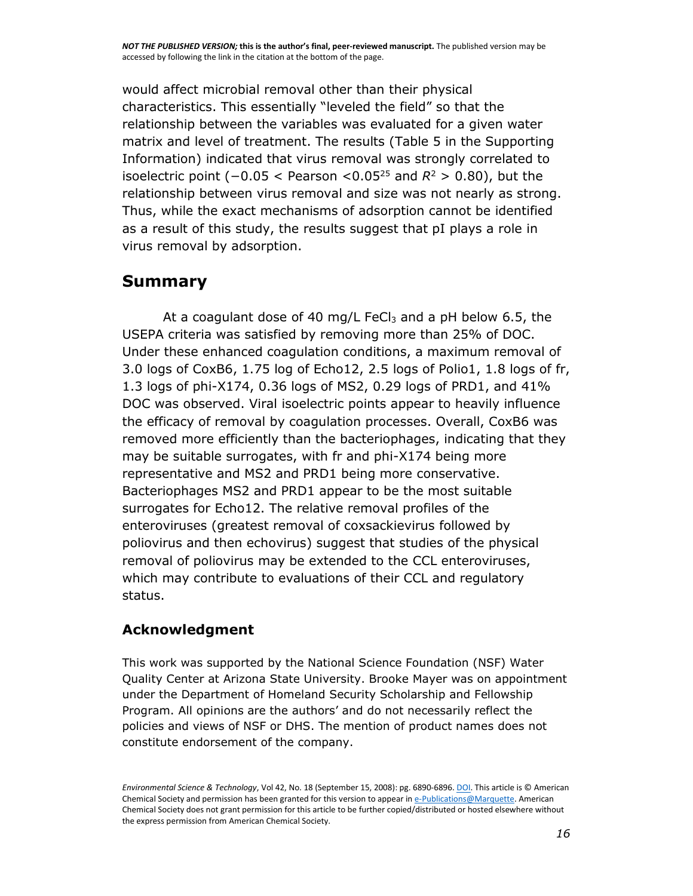would affect microbial removal other than their physical characteristics. This essentially "leveled the field" so that the relationship between the variables was evaluated for a given water matrix and level of treatment. The results (Table 5 in the Supporting Information) indicated that virus removal was strongly correlated to isoelectric point ($-0.05 <$ Pearson $<0.05$[25] and $R^2 > 0.80$), but the relationship between virus removal and size was not nearly as strong. Thus, while the exact mechanisms of adsorption cannot be identified as a result of this study, the results suggest that pI plays a role in virus removal by adsorption.

## Summary

At a coagulant dose of 40 mg/L $FeCl_3$ and a pH below 6.5, the USEPA criteria was satisfied by removing more than 25% of DOC. Under these enhanced coagulation conditions, a maximum removal of 3.0 logs of CoxB6, 1.75 log of Echo12, 2.5 logs of Polio1, 1.8 logs of fr, 1.3 logs of phi-X174, 0.36 logs of MS2, 0.29 logs of PRD1, and 41% DOC was observed. Viral isoelectric points appear to heavily influence the efficacy of removal by coagulation processes. Overall, CoxB6 was removed more efficiently than the bacteriophages, indicating that they may be suitable surrogates, with fr and phi-X174 being more representative and MS2 and PRD1 being more conservative. Bacteriophages MS2 and PRD1 appear to be the most suitable surrogates for Echo12. The relative removal profiles of the enteroviruses (greatest removal of coxsackievirus followed by poliovirus and then echovirus) suggest that studies of the physical removal of poliovirus may be extended to the CCL enteroviruses, which may contribute to evaluations of their CCL and regulatory status.

### Acknowledgment

This work was supported by the National Science Foundation (NSF) Water Quality Center at Arizona State University. Brooke Mayer was on appointment under the Department of Homeland Security Scholarship and Fellowship Program. All opinions are the authors' and do not necessarily reflect the policies and views of NSF or DHS. The mention of product names does not constitute endorsement of the company.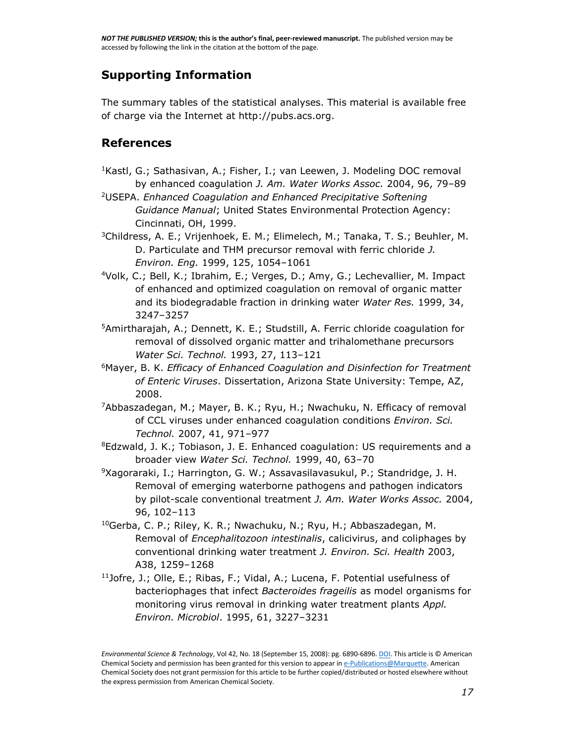## Supporting Information

The summary tables of the statistical analyses. This material is available free of charge via the Internet at http://pubs.acs.org.

## References

[1]Kastl, G.; Sathasivan, A.; Fisher, I.; van Leewen, J. Modeling DOC removal by enhanced coagulation *J. Am. Water Works Assoc.* 2004, 96, 79–89

[2]USEPA. *Enhanced Coagulation and Enhanced Precipitative Softening Guidance Manual*; United States Environmental Protection Agency: Cincinnati, OH, 1999.

[3]Childress, A. E.; Vrijenhoek, E. M.; Elimelech, M.; Tanaka, T. S.; Beuhler, M. D. Particulate and THM precursor removal with ferric chloride *J. Environ. Eng.* 1999, 125, 1054–1061

[4]Volk, C.; Bell, K.; Ibrahim, E.; Verges, D.; Amy, G.; Lechevallier, M. Impact of enhanced and optimized coagulation on removal of organic matter and its biodegradable fraction in drinking water *Water Res.* 1999, 34, 3247–3257

[5]Amirtharajah, A.; Dennett, K. E.; Studstill, A. Ferric chloride coagulation for removal of dissolved organic matter and trihalomethane precursors *Water Sci. Technol.* 1993, 27, 113–121

[6]Mayer, B. K. *Efficacy of Enhanced Coagulation and Disinfection for Treatment of Enteric Viruses*. Dissertation, Arizona State University: Tempe, AZ, 2008.

[7]Abbaszadegan, M.; Mayer, B. K.; Ryu, H.; Nwachuku, N. Efficacy of removal of CCL viruses under enhanced coagulation conditions *Environ. Sci. Technol.* 2007, 41, 971–977

[8]Edzwald, J. K.; Tobiason, J. E. Enhanced coagulation: US requirements and a broader view *Water Sci. Technol.* 1999, 40, 63–70

[9]Xagoraraki, I.; Harrington, G. W.; Assavasilavasukul, P.; Standridge, J. H. Removal of emerging waterborne pathogens and pathogen indicators by pilot-scale conventional treatment *J. Am. Water Works Assoc.* 2004, 96, 102–113

[10]Gerba, C. P.; Riley, K. R.; Nwachuku, N.; Ryu, H.; Abbaszadegan, M. Removal of *Encephalitozoon intestinalis*, calicivirus, and coliphages by conventional drinking water treatment *J. Environ. Sci. Health* 2003, A38, 1259–1268

[11]Jofre, J.; Olle, E.; Ribas, F.; Vidal, A.; Lucena, F. Potential usefulness of bacteriophages that infect *Bacteroides frageilis* as model organisms for monitoring virus removal in drinking water treatment plants *Appl. Environ. Microbiol*. 1995, 61, 3227–3231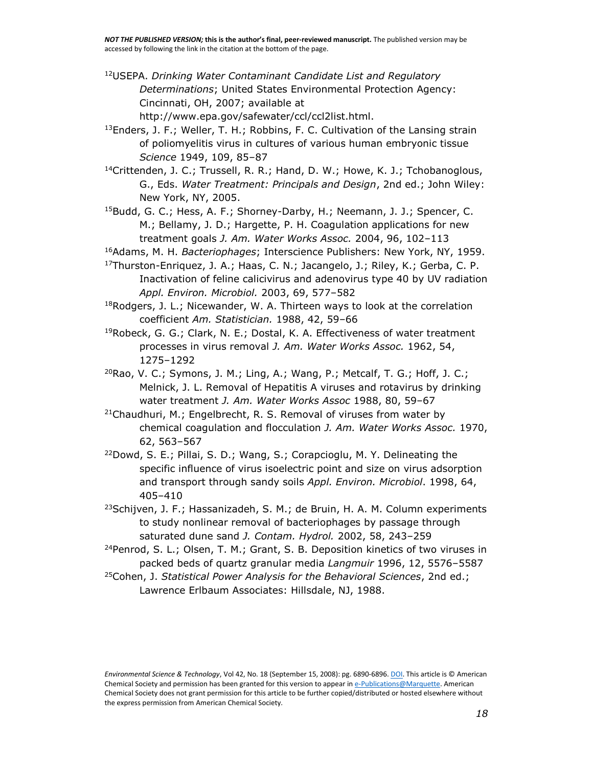[12]USEPA. *Drinking Water Contaminant Candidate List and Regulatory Determinations*; United States Environmental Protection Agency: Cincinnati, OH, 2007; available at http://www.epa.gov/safewater/ccl/ccl2list.html.

[13]Enders, J. F.; Weller, T. H.; Robbins, F. C. Cultivation of the Lansing strain of poliomyelitis virus in cultures of various human embryonic tissue *Science* 1949, 109, 85–87

[14]Crittenden, J. C.; Trussell, R. R.; Hand, D. W.; Howe, K. J.; Tchobanoglous, G., Eds. *Water Treatment: Principals and Design*, 2nd ed.; John Wiley: New York, NY, 2005.

[15]Budd, G. C.; Hess, A. F.; Shorney-Darby, H.; Neemann, J. J.; Spencer, C. M.; Bellamy, J. D.; Hargette, P. H. Coagulation applications for new treatment goals *J. Am. Water Works Assoc.* 2004, 96, 102–113

[16]Adams, M. H. *Bacteriophages*; Interscience Publishers: New York, NY, 1959.

[17]Thurston-Enriquez, J. A.; Haas, C. N.; Jacangelo, J.; Riley, K.; Gerba, C. P. Inactivation of feline calicivirus and adenovirus type 40 by UV radiation *Appl. Environ. Microbiol.* 2003, 69, 577–582

[18]Rodgers, J. L.; Nicewander, W. A. Thirteen ways to look at the correlation coefficient *Am. Statistician.* 1988, 42, 59–66

[19]Robeck, G. G.; Clark, N. E.; Dostal, K. A. Effectiveness of water treatment processes in virus removal *J. Am. Water Works Assoc.* 1962, 54, 1275–1292

[20]Rao, V. C.; Symons, J. M.; Ling, A.; Wang, P.; Metcalf, T. G.; Hoff, J. C.; Melnick, J. L. Removal of Hepatitis A viruses and rotavirus by drinking water treatment *J. Am. Water Works Assoc* 1988, 80, 59–67

[21]Chaudhuri, M.; Engelbrecht, R. S. Removal of viruses from water by chemical coagulation and flocculation *J. Am. Water Works Assoc.* 1970, 62, 563–567

[22]Dowd, S. E.; Pillai, S. D.; Wang, S.; Corapcioglu, M. Y. Delineating the specific influence of virus isoelectric point and size on virus adsorption and transport through sandy soils *Appl. Environ. Microbiol*. 1998, 64, 405–410

[23]Schijven, J. F.; Hassanizadeh, S. M.; de Bruin, H. A. M. Column experiments to study nonlinear removal of bacteriophages by passage through saturated dune sand *J. Contam. Hydrol.* 2002, 58, 243–259

[24]Penrod, S. L.; Olsen, T. M.; Grant, S. B. Deposition kinetics of two viruses in packed beds of quartz granular media *Langmuir* 1996, 12, 5576–5587

[25]Cohen, J. *Statistical Power Analysis for the Behavioral Sciences*, 2nd ed.; Lawrence Erlbaum Associates: Hillsdale, NJ, 1988.